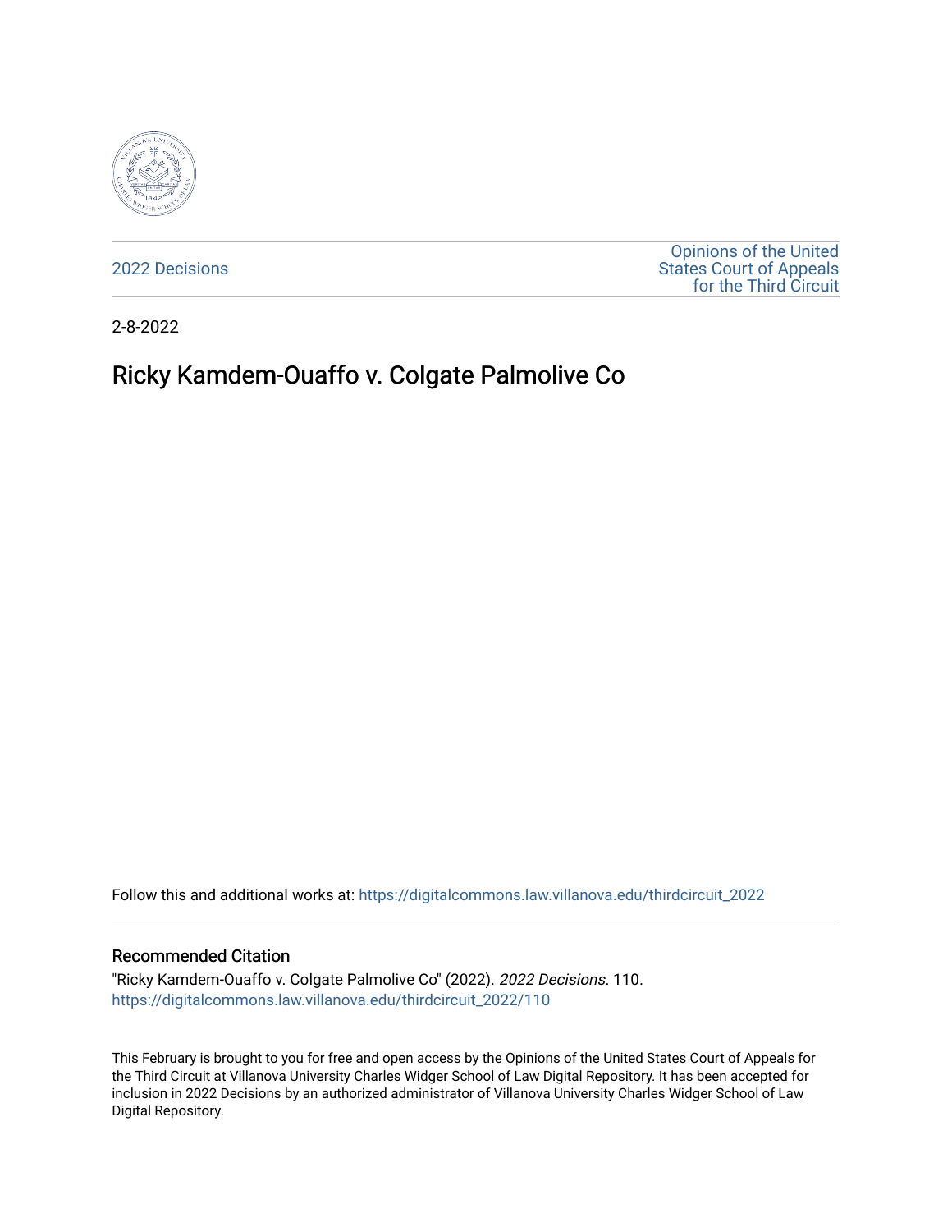2022 Decisions

Opinions of the United States Court of Appeals for the Third Circuit

2-8-2022

# Ricky Kamdem-Ouaffo v. Colgate Palmolive Co

Follow this and additional works at: https://digitalcommons.law.villanova.edu/thirdcircuit_2022

## Recommended Citation

"Ricky Kamdem-Ouaffo v. Colgate Palmolive Co" (2022). *2022 Decisions*. 110.
https://digitalcommons.law.villanova.edu/thirdcircuit_2022/110

This February is brought to you for free and open access by the Opinions of the United States Court of Appeals for the Third Circuit at Villanova University Charles Widger School of Law Digital Repository. It has been accepted for inclusion in 2022 Decisions by an authorized administrator of Villanova University Charles Widger School of Law Digital Repository.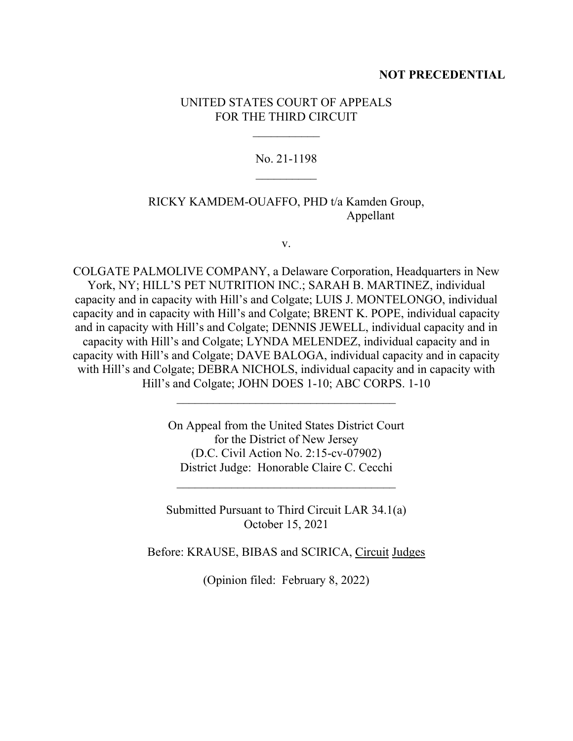**NOT PRECEDENTIAL**

UNITED STATES COURT OF APPEALS
FOR THE THIRD CIRCUIT

\_\_\_\_\_\_\_\_\_\_\_

No. 21-1198

\_\_\_\_\_\_\_\_\_\_

RICKY KAMDEM-OUAFFO, PHD t/a Kamden Group,
Appellant

v.

COLGATE PALMOLIVE COMPANY, a Delaware Corporation, Headquarters in New York, NY; HILL'S PET NUTRITION INC.; SARAH B. MARTINEZ, individual capacity and in capacity with Hill's and Colgate; LUIS J. MONTELONGO, individual capacity and in capacity with Hill's and Colgate; BRENT K. POPE, individual capacity and in capacity with Hill's and Colgate; DENNIS JEWELL, individual capacity and in capacity with Hill's and Colgate; LYNDA MELENDEZ, individual capacity and in capacity with Hill's and Colgate; DAVE BALOGA, individual capacity and in capacity with Hill's and Colgate; DEBRA NICHOLS, individual capacity and in capacity with Hill's and Colgate; JOHN DOES 1-10; ABC CORPS. 1-10

\_\_\_\_\_\_\_\_\_\_\_\_\_\_\_\_\_\_\_\_\_\_\_\_\_\_\_\_\_\_\_\_\_\_\_\_

On Appeal from the United States District Court
for the District of New Jersey
(D.C. Civil Action No. 2:15-cv-07902)
District Judge: Honorable Claire C. Cecchi

\_\_\_\_\_\_\_\_\_\_\_\_\_\_\_\_\_\_\_\_\_\_\_\_\_\_\_\_\_\_\_\_\_\_\_\_

Submitted Pursuant to Third Circuit LAR 34.1(a)
October 15, 2021

Before: KRAUSE, BIBAS and SCIRICA, Circuit Judges

(Opinion filed: February 8, 2022)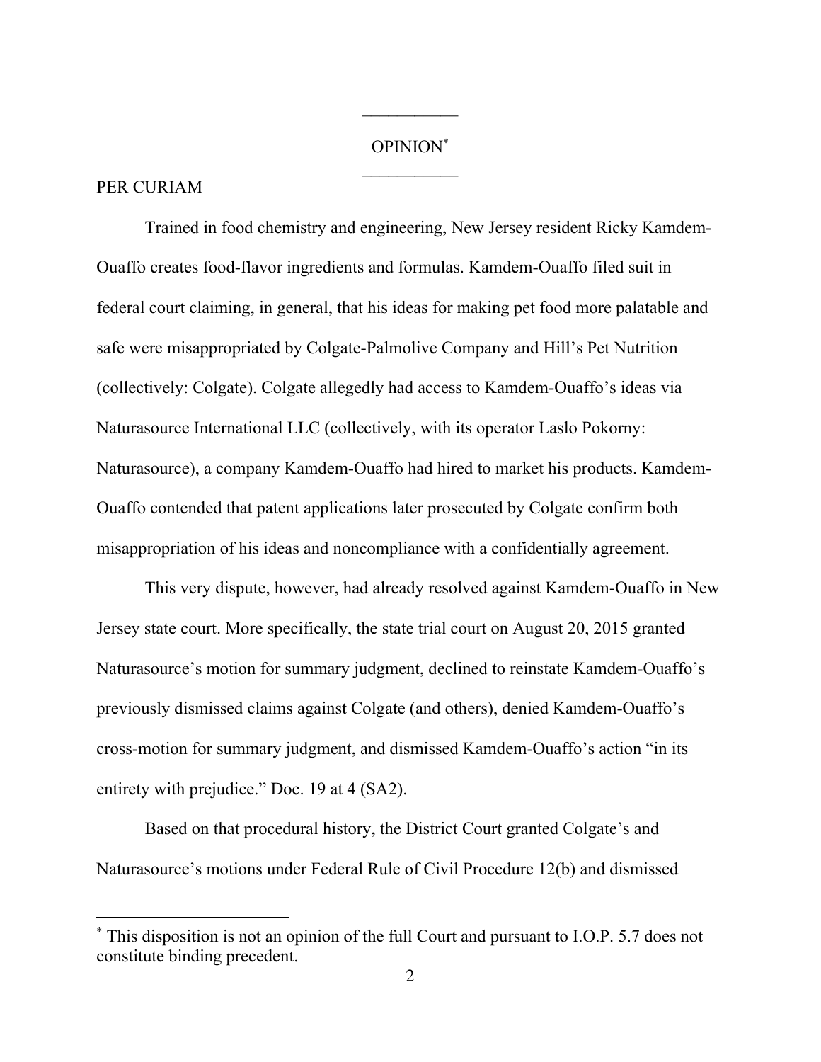OPINION[*]

PER CURIAM

Trained in food chemistry and engineering, New Jersey resident Ricky Kamdem-Ouaffo creates food-flavor ingredients and formulas. Kamdem-Ouaffo filed suit in federal court claiming, in general, that his ideas for making pet food more palatable and safe were misappropriated by Colgate-Palmolive Company and Hill's Pet Nutrition (collectively: Colgate). Colgate allegedly had access to Kamdem-Ouaffo's ideas via Naturasource International LLC (collectively, with its operator Laslo Pokorny: Naturasource), a company Kamdem-Ouaffo had hired to market his products. Kamdem-Ouaffo contended that patent applications later prosecuted by Colgate confirm both misappropriation of his ideas and noncompliance with a confidentially agreement.

This very dispute, however, had already resolved against Kamdem-Ouaffo in New Jersey state court. More specifically, the state trial court on August 20, 2015 granted Naturasource's motion for summary judgment, declined to reinstate Kamdem-Ouaffo's previously dismissed claims against Colgate (and others), denied Kamdem-Ouaffo's cross-motion for summary judgment, and dismissed Kamdem-Ouaffo's action "in its entirety with prejudice." Doc. 19 at 4 (SA2).

Based on that procedural history, the District Court granted Colgate's and Naturasource's motions under Federal Rule of Civil Procedure 12(b) and dismissed

[*] This disposition is not an opinion of the full Court and pursuant to I.O.P. 5.7 does not constitute binding precedent.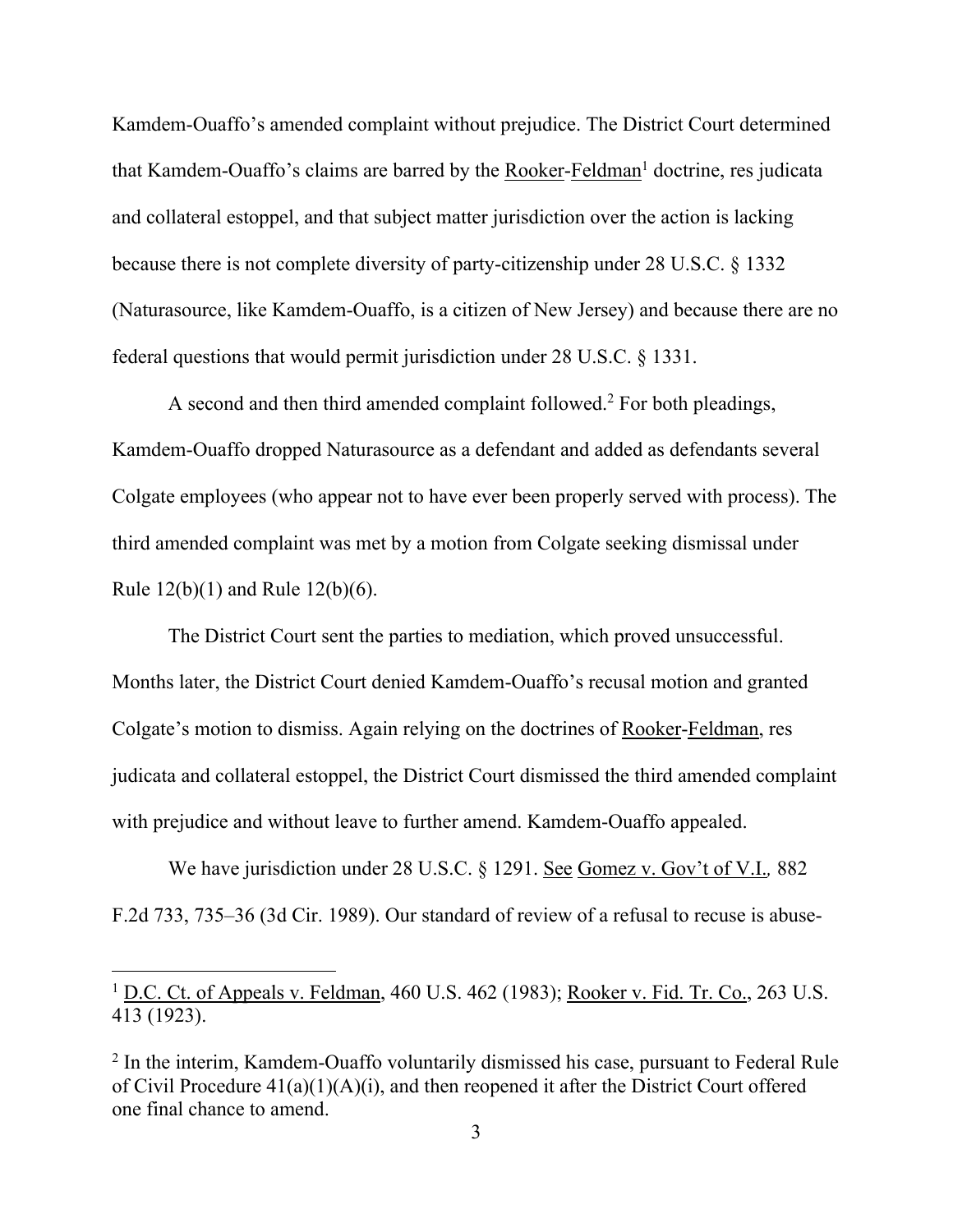Kamdem-Ouaffo's amended complaint without prejudice. The District Court determined that Kamdem-Ouaffo's claims are barred by the Rooker-Feldman[1] doctrine, res judicata and collateral estoppel, and that subject matter jurisdiction over the action is lacking because there is not complete diversity of party-citizenship under 28 U.S.C. § 1332 (Naturasource, like Kamdem-Ouaffo, is a citizen of New Jersey) and because there are no federal questions that would permit jurisdiction under 28 U.S.C. § 1331.

A second and then third amended complaint followed.[2] For both pleadings, Kamdem-Ouaffo dropped Naturasource as a defendant and added as defendants several Colgate employees (who appear not to have ever been properly served with process). The third amended complaint was met by a motion from Colgate seeking dismissal under Rule 12(b)(1) and Rule 12(b)(6).

The District Court sent the parties to mediation, which proved unsuccessful. Months later, the District Court denied Kamdem-Ouaffo's recusal motion and granted Colgate's motion to dismiss. Again relying on the doctrines of Rooker-Feldman, res judicata and collateral estoppel, the District Court dismissed the third amended complaint with prejudice and without leave to further amend. Kamdem-Ouaffo appealed.

We have jurisdiction under 28 U.S.C. § 1291. See Gomez v. Gov't of V.I., 882 F.2d 733, 735–36 (3d Cir. 1989). Our standard of review of a refusal to recuse is abuse-

---

[1] D.C. Ct. of Appeals v. Feldman, 460 U.S. 462 (1983); Rooker v. Fid. Tr. Co., 263 U.S. 413 (1923).

[2] In the interim, Kamdem-Ouaffo voluntarily dismissed his case, pursuant to Federal Rule of Civil Procedure 41(a)(1)(A)(i), and then reopened it after the District Court offered one final chance to amend.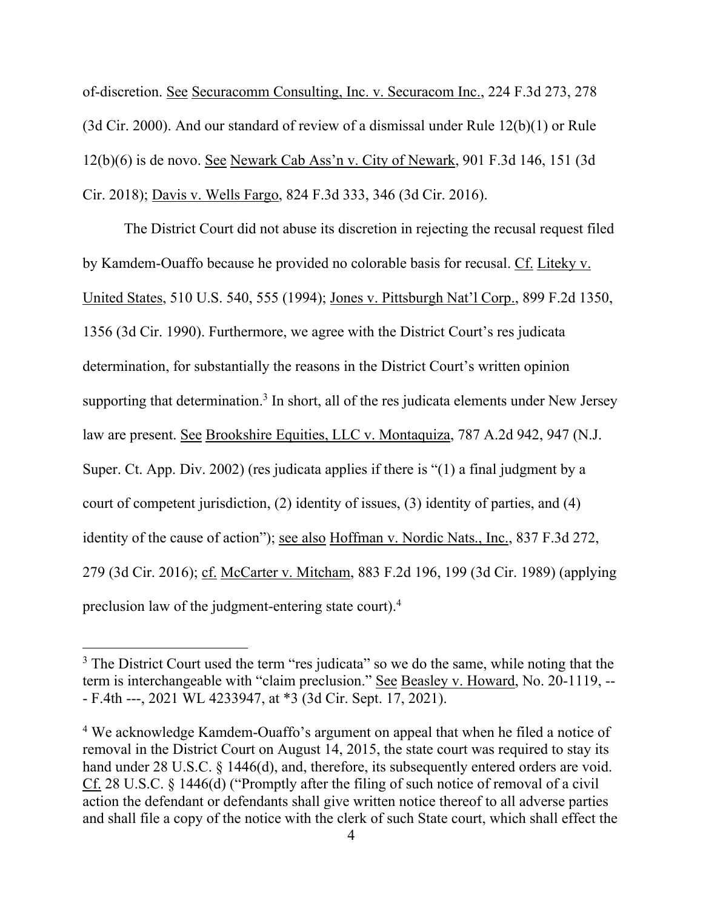of-discretion. See Securacomm Consulting, Inc. v. Securacom Inc., 224 F.3d 273, 278 (3d Cir. 2000). And our standard of review of a dismissal under Rule 12(b)(1) or Rule 12(b)(6) is de novo. See Newark Cab Ass'n v. City of Newark, 901 F.3d 146, 151 (3d Cir. 2018); Davis v. Wells Fargo, 824 F.3d 333, 346 (3d Cir. 2016).

The District Court did not abuse its discretion in rejecting the recusal request filed by Kamdem-Ouaffo because he provided no colorable basis for recusal. Cf. Liteky v. United States, 510 U.S. 540, 555 (1994); Jones v. Pittsburgh Nat'l Corp., 899 F.2d 1350, 1356 (3d Cir. 1990). Furthermore, we agree with the District Court's res judicata determination, for substantially the reasons in the District Court's written opinion supporting that determination.[3] In short, all of the res judicata elements under New Jersey law are present. See Brookshire Equities, LLC v. Montaquiza, 787 A.2d 942, 947 (N.J. Super. Ct. App. Div. 2002) (res judicata applies if there is "(1) a final judgment by a court of competent jurisdiction, (2) identity of issues, (3) identity of parties, and (4) identity of the cause of action"); see also Hoffman v. Nordic Nats., Inc., 837 F.3d 272, 279 (3d Cir. 2016); cf. McCarter v. Mitcham, 883 F.2d 196, 199 (3d Cir. 1989) (applying preclusion law of the judgment-entering state court).[4]

---

[3] The District Court used the term "res judicata" so we do the same, while noting that the term is interchangeable with "claim preclusion." See Beasley v. Howard, No. 20-1119, --- F.4th ---, 2021 WL 4233947, at *3 (3d Cir. Sept. 17, 2021).

[4] We acknowledge Kamdem-Ouaffo's argument on appeal that when he filed a notice of removal in the District Court on August 14, 2015, the state court was required to stay its hand under 28 U.S.C. § 1446(d), and, therefore, its subsequently entered orders are void. Cf. 28 U.S.C. § 1446(d) ("Promptly after the filing of such notice of removal of a civil action the defendant or defendants shall give written notice thereof to all adverse parties and shall file a copy of the notice with the clerk of such State court, which shall effect the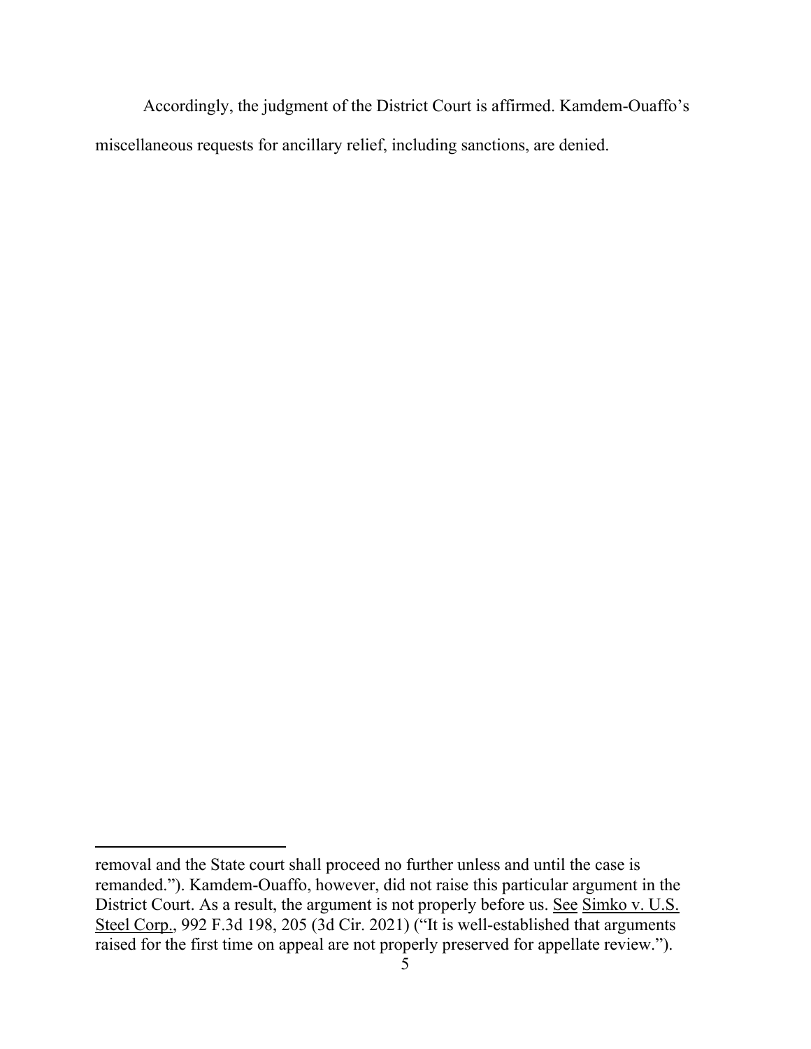Accordingly, the judgment of the District Court is affirmed. Kamdem-Ouaffo's miscellaneous requests for ancillary relief, including sanctions, are denied.

---

removal and the State court shall proceed no further unless and until the case is remanded."). Kamdem-Ouaffo, however, did not raise this particular argument in the District Court. As a result, the argument is not properly before us. See Simko v. U.S. Steel Corp., 992 F.3d 198, 205 (3d Cir. 2021) ("It is well-established that arguments raised for the first time on appeal are not properly preserved for appellate review.").